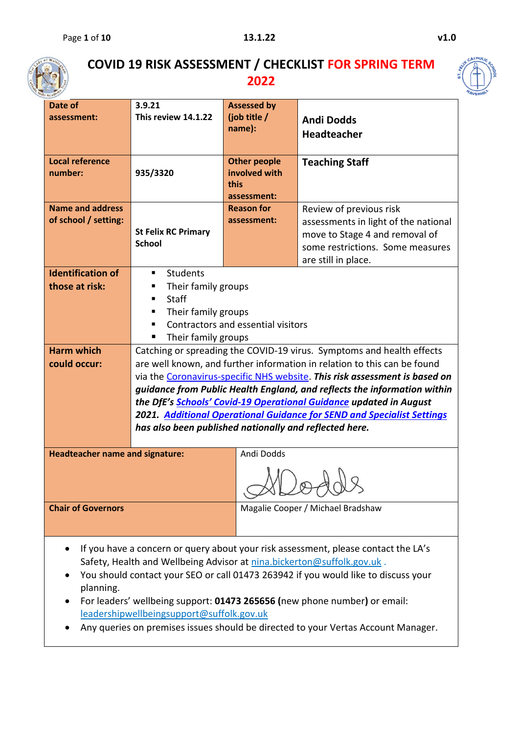# COVID 19 RISK ASSESSMENT / CHECKLIST FOR SPRING TERM 2022

| Date of assessment: | 3.9.21<br>This review 14.1.22 | Assessed by (job title / name): | Andi Dodds<br>Headteacher |
|---|---|---|---|
| Local reference number: | 935/3320 | Other people involved with this assessment: | Teaching Staff |
| Name and address of school / setting: | St Felix RC Primary School | Reason for assessment: | Review of previous risk assessments in light of the national move to Stage 4 and removal of some restrictions. Some measures are still in place. |
| Identification of those at risk: | ▪ Students<br>▪ Their family groups<br>▪ Staff<br>▪ Their family groups<br>▪ Contractors and essential visitors<br>▪ Their family groups | | |
| Harm which could occur: | Catching or spreading the COVID-19 virus. Symptoms and health effects are well known, and further information in relation to this can be found via the Coronavirus-specific NHS website. ***This risk assessment is based on guidance from Public Health England, and reflects the information within the DfE's Schools' Covid-19 Operational Guidance updated in August 2021. Additional Operational Guidance for SEND and Specialist Settings has also been published nationally and reflected here.*** | | |
| Headteacher name and signature: | | Andi Dodds<br>(signature) | |
| Chair of Governors | | Magalie Cooper / Michael Bradshaw | |

- If you have a concern or query about your risk assessment, please contact the LA's Safety, Health and Wellbeing Advisor at nina.bickerton@suffolk.gov.uk .
- You should contact your SEO or call 01473 263942 if you would like to discuss your planning.
- For leaders' wellbeing support: **01473 265656 (**new phone number**)** or email: leadershipwellbeingsupport@suffolk.gov.uk
- Any queries on premises issues should be directed to your Vertas Account Manager.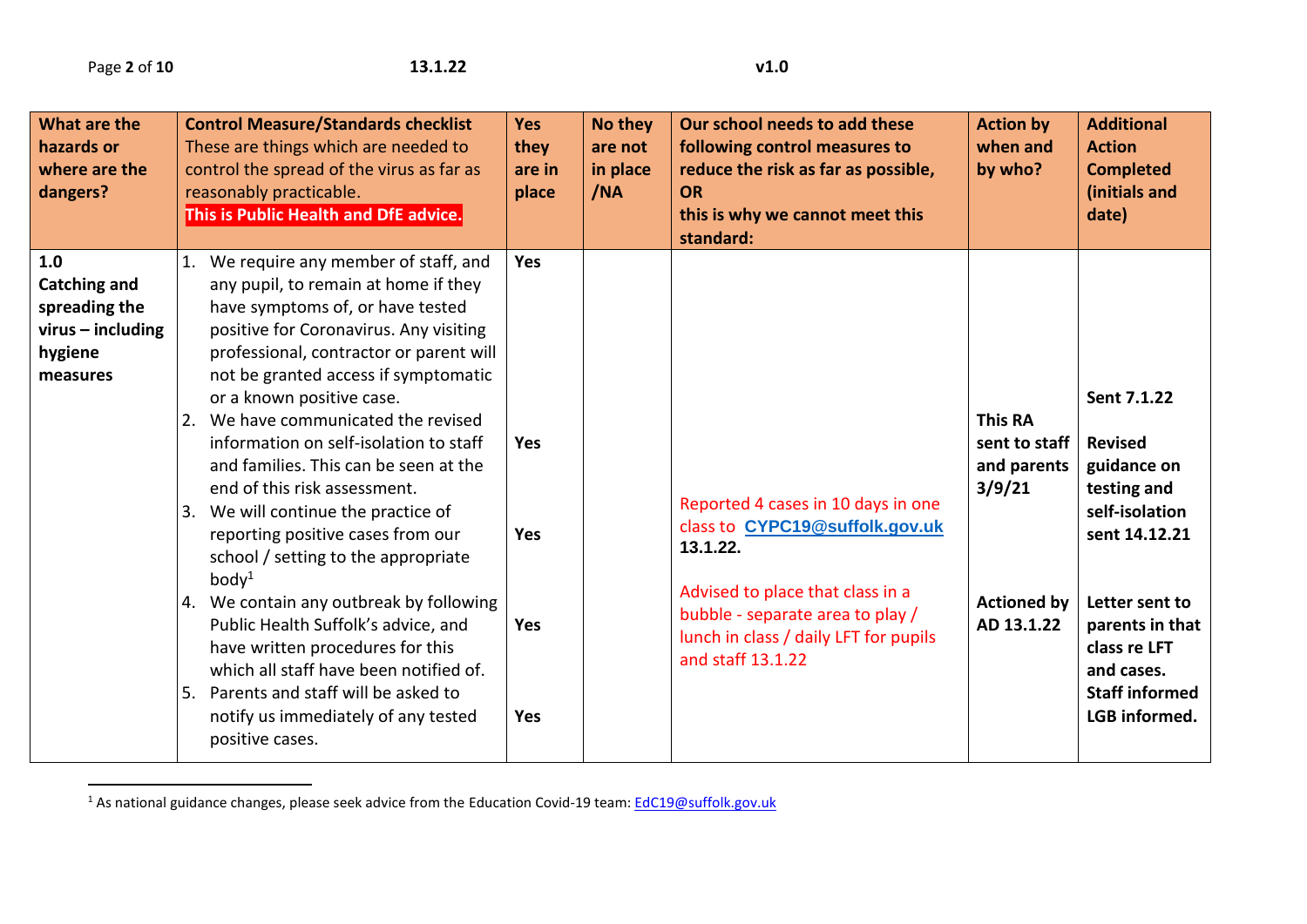| What are the hazards or where are the dangers? | Control Measure/Standards checklist These are things which are needed to control the spread of the virus as far as reasonably practicable. **This is Public Health and DfE advice.** | Yes they are in place | No they are not in place /NA | Our school needs to add these following control measures to reduce the risk as far as possible, OR this is why we cannot meet this standard: | Action by when and by who? | Additional Action Completed (initials and date) |
|---|---|---|---|---|---|---|
| **1.0 Catching and spreading the virus – including hygiene measures** | 1. We require any member of staff, and any pupil, to remain at home if they have symptoms of, or have tested positive for Coronavirus. Any visiting professional, contractor or parent will not be granted access if symptomatic or a known positive case. | Yes | | | | |
| | 2. We have communicated the revised information on self-isolation to staff and families. This can be seen at the end of this risk assessment. | Yes | | | **This RA sent to staff and parents 3/9/21** | **Sent 7.1.22** **Revised guidance on testing and self-isolation sent 14.12.21** |
| | 3. We will continue the practice of reporting positive cases from our school / setting to the appropriate body[1] | Yes | | Reported 4 cases in 10 days in one class to **CYPC19@suffolk.gov.uk** **13.1.22.** | | |
| | 4. We contain any outbreak by following Public Health Suffolk's advice, and have written procedures for this which all staff have been notified of. | Yes | | Advised to place that class in a bubble - separate area to play / lunch in class / daily LFT for pupils and staff 13.1.22 | **Actioned by AD 13.1.22** | **Letter sent to parents in that class re LFT and cases. Staff informed LGB informed.** |
| | 5. Parents and staff will be asked to notify us immediately of any tested positive cases. | Yes | | | | |

[1] As national guidance changes, please seek advice from the Education Covid-19 team: EdC19@suffolk.gov.uk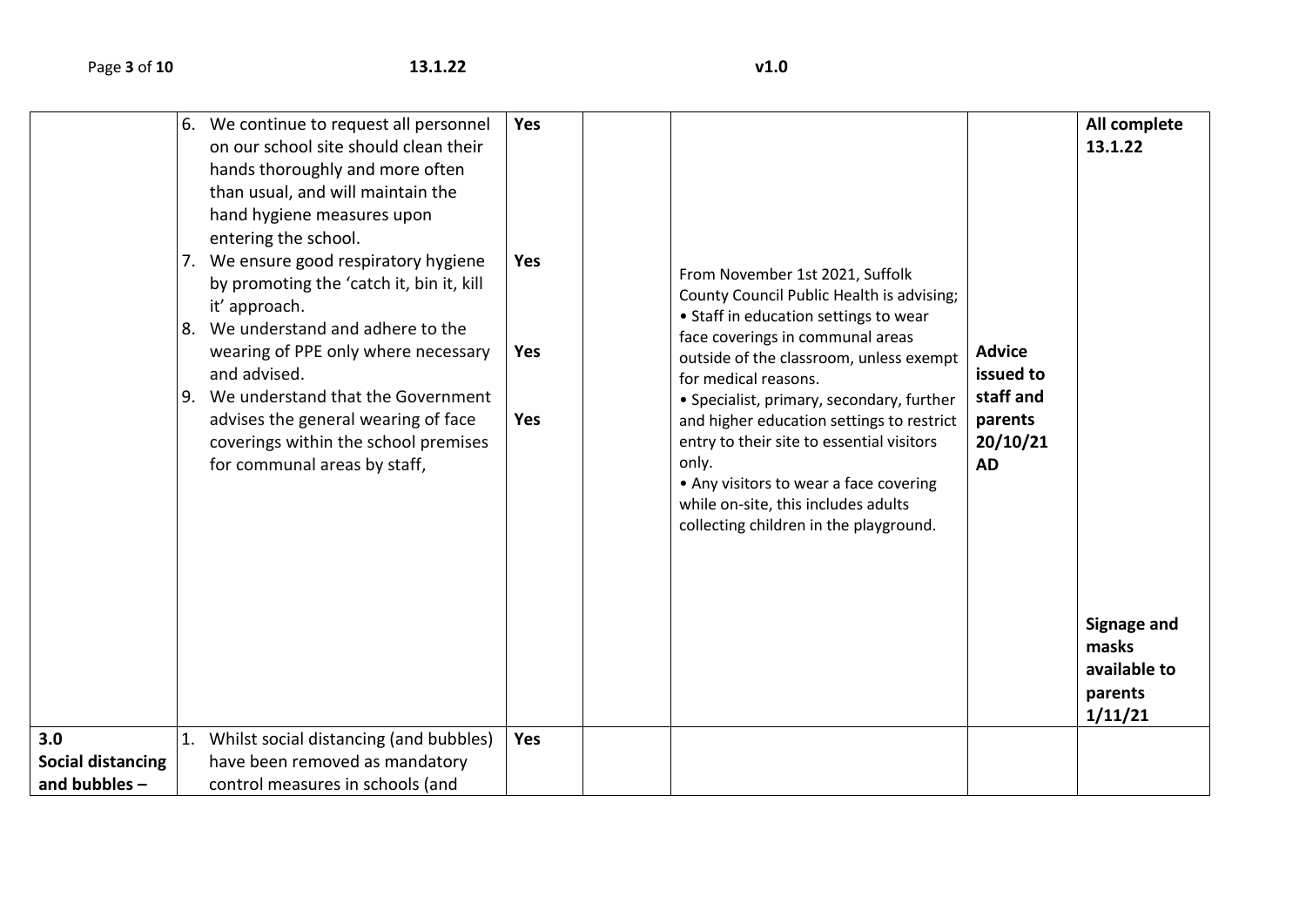|  |  |  |  |  |  |  |
|---|---|---|---|---|---|---|
|  | 6. We continue to request all personnel on our school site should clean their hands thoroughly and more often than usual, and will maintain the hand hygiene measures upon entering the school.<br>7. We ensure good respiratory hygiene by promoting the 'catch it, bin it, kill it' approach.<br>8. We understand and adhere to the wearing of PPE only where necessary and advised.<br>9. We understand that the Government advises the general wearing of face coverings within the school premises for communal areas by staff, | **Yes**<br><br>**Yes**<br><br>**Yes**<br><br>**Yes** |  | From November 1st 2021, Suffolk County Council Public Health is advising;<br>• Staff in education settings to wear face coverings in communal areas outside of the classroom, unless exempt for medical reasons.<br>• Specialist, primary, secondary, further and higher education settings to restrict entry to their site to essential visitors only.<br>• Any visitors to wear a face covering while on-site, this includes adults collecting children in the playground. | **Advice issued to staff and parents 20/10/21 AD** | **All complete 13.1.22**<br><br>**Signage and masks available to parents 1/11/21** |
| **3.0 Social distancing and bubbles –** | 1. Whilst social distancing (and bubbles) have been removed as mandatory control measures in schools (and | **Yes** |  |  |  |  |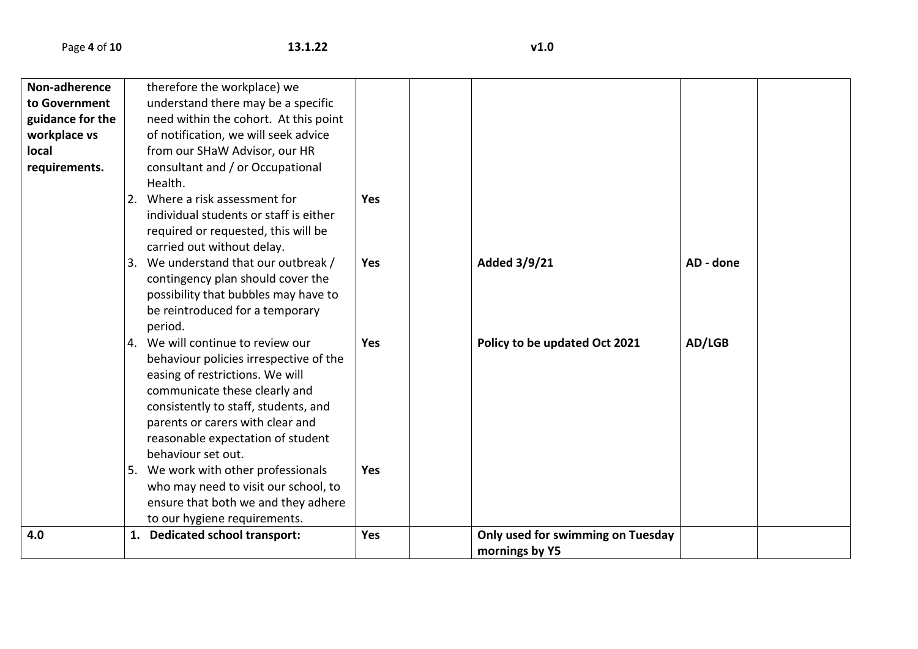| | | | | | | |
|---|---|---|---|---|---|---|
| **Non-adherence to Government guidance for the workplace vs local requirements.** | therefore the workplace) we understand there may be a specific need within the cohort. At this point of notification, we will seek advice from our SHaW Advisor, our HR consultant and / or Occupational Health. | | | | | |
| | 2. Where a risk assessment for individual students or staff is either required or requested, this will be carried out without delay. | **Yes** | | | | |
| | 3. We understand that our outbreak / contingency plan should cover the possibility that bubbles may have to be reintroduced for a temporary period. | **Yes** | | **Added 3/9/21** | **AD - done** | |
| | 4. We will continue to review our behaviour policies irrespective of the easing of restrictions. We will communicate these clearly and consistently to staff, students, and parents or carers with clear and reasonable expectation of student behaviour set out. | **Yes** | | **Policy to be updated Oct 2021** | **AD/LGB** | |
| | 5. We work with other professionals who may need to visit our school, to ensure that both we and they adhere to our hygiene requirements. | **Yes** | | | | |
| **4.0** | **1. Dedicated school transport:** | **Yes** | | **Only used for swimming on Tuesday mornings by Y5** | | |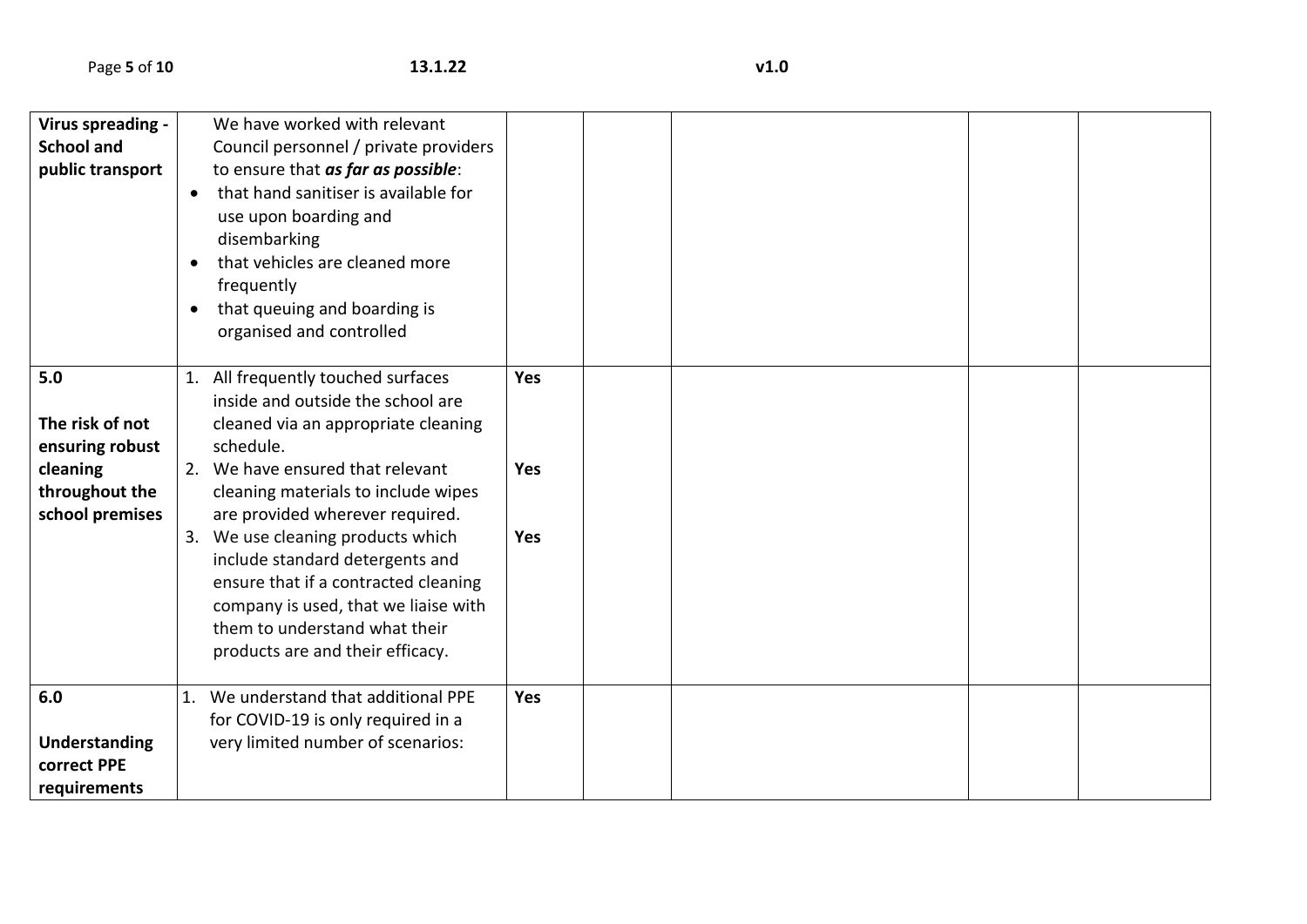| | | | | | | |
|---|---|---|---|---|---|---|
| **Virus spreading - School and public transport** | We have worked with relevant Council personnel / private providers to ensure that ***as far as possible***:<br>• that hand sanitiser is available for use upon boarding and disembarking<br>• that vehicles are cleaned more frequently<br>• that queuing and boarding is organised and controlled | | | | | |
| **5.0**<br><br>**The risk of not ensuring robust cleaning throughout the school premises** | 1. All frequently touched surfaces inside and outside the school are cleaned via an appropriate cleaning schedule.<br>2. We have ensured that relevant cleaning materials to include wipes are provided wherever required.<br>3. We use cleaning products which include standard detergents and ensure that if a contracted cleaning company is used, that we liaise with them to understand what their products are and their efficacy. | **Yes**<br><br>**Yes**<br><br>**Yes** | | | | |
| **6.0**<br><br>**Understanding correct PPE requirements** | 1. We understand that additional PPE for COVID-19 is only required in a very limited number of scenarios: | **Yes** | | | | |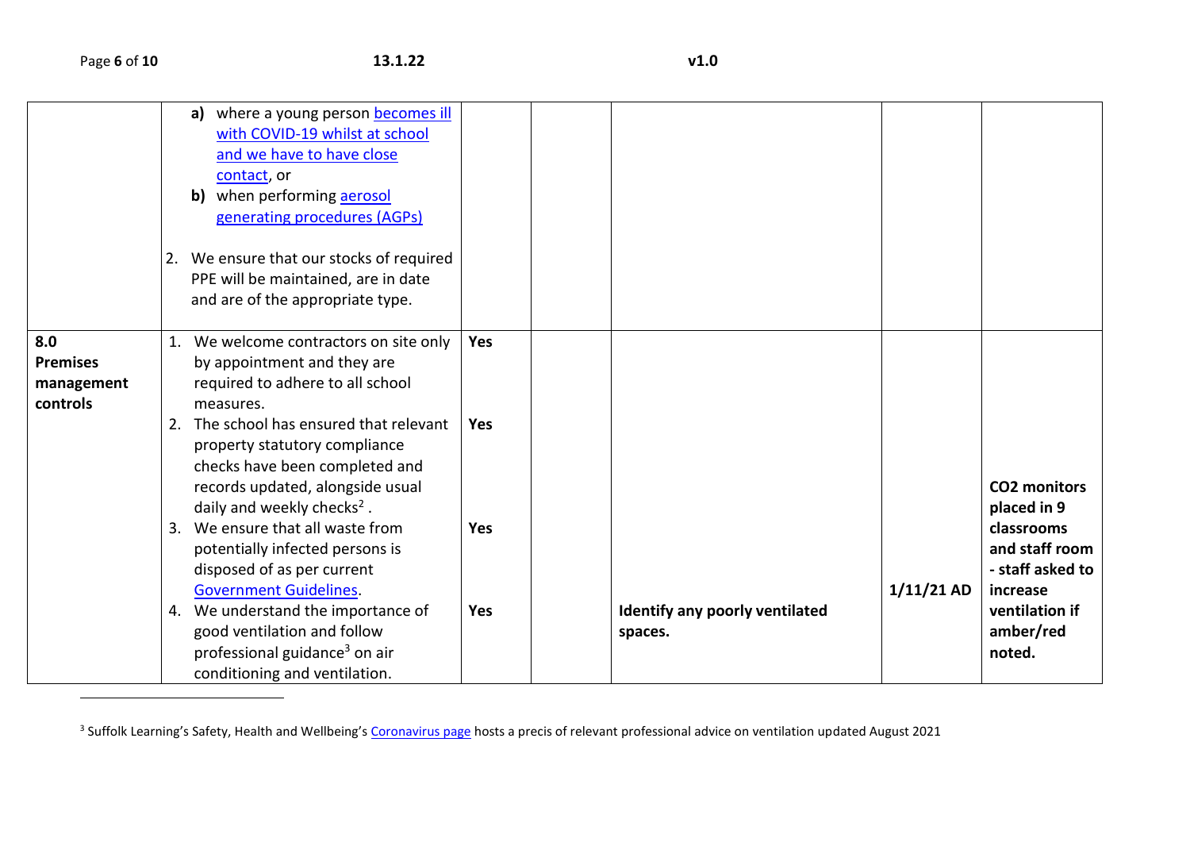| | | | | | | |
|---|---|---|---|---|---|---|
| | a) where a young person becomes ill with COVID-19 whilst at school and we have to have close contact, or<br>b) when performing aerosol generating procedures (AGPs)<br><br>2. We ensure that our stocks of required PPE will be maintained, are in date and are of the appropriate type. | | | | | |
| **8.0 Premises management controls** | 1. We welcome contractors on site only by appointment and they are required to adhere to all school measures.<br>2. The school has ensured that relevant property statutory compliance checks have been completed and records updated, alongside usual daily and weekly checks[2] .<br>3. We ensure that all waste from potentially infected persons is disposed of as per current Government Guidelines.<br>4. We understand the importance of good ventilation and follow professional guidance[3] on air conditioning and ventilation. | **Yes**<br><br>**Yes**<br><br>**Yes**<br><br>**Yes** | | **Identify any poorly ventilated spaces.** | **1/11/21 AD** | **CO2 monitors placed in 9 classrooms and staff room - staff asked to increase ventilation if amber/red noted.** |

[3] Suffolk Learning's Safety, Health and Wellbeing's Coronavirus page hosts a precis of relevant professional advice on ventilation updated August 2021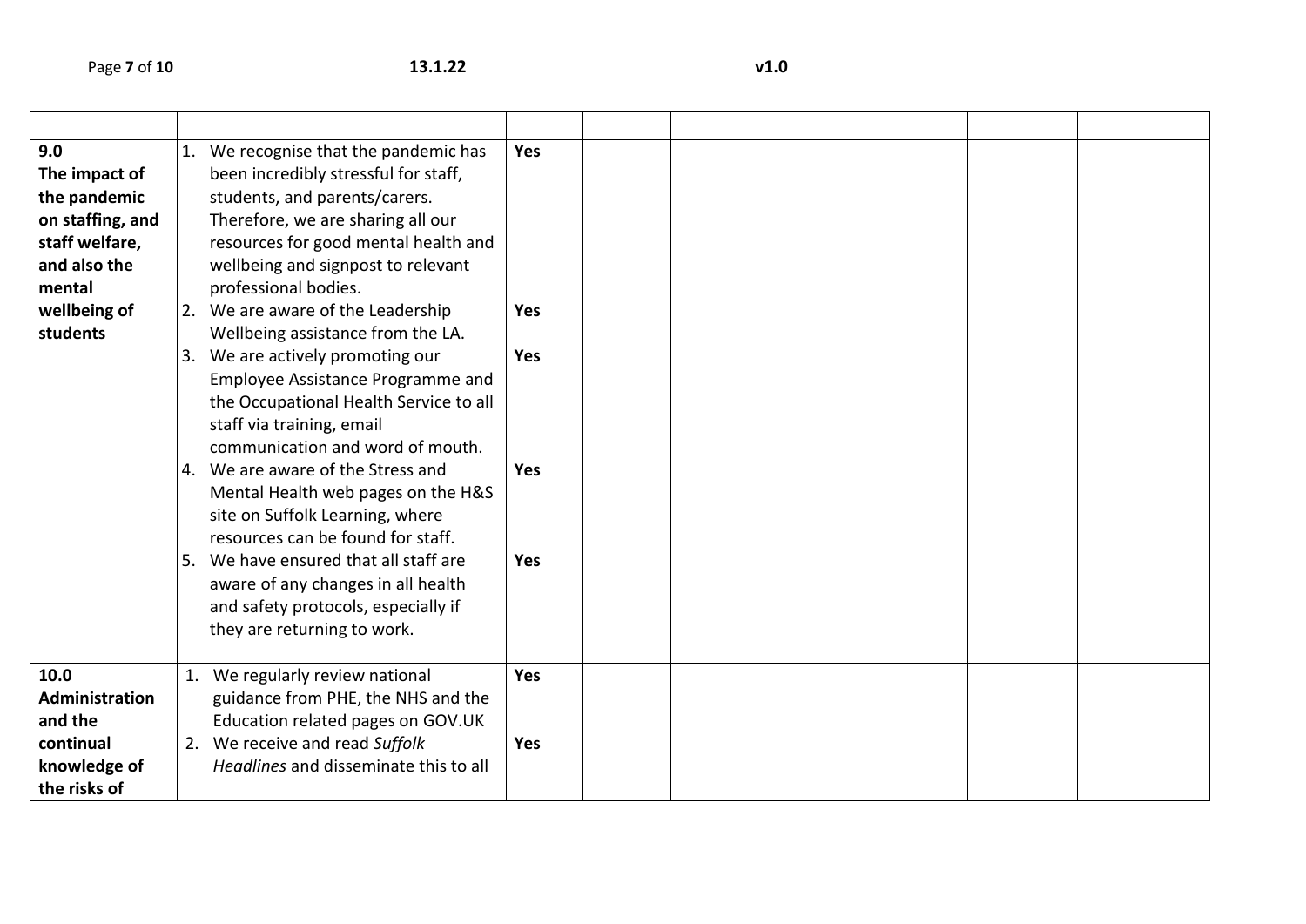| | | | | | | |
|---|---|---|---|---|---|---|
| **9.0 The impact of the pandemic on staffing, and staff welfare, and also the mental wellbeing of students** | 1. We recognise that the pandemic has been incredibly stressful for staff, students, and parents/carers. Therefore, we are sharing all our resources for good mental health and wellbeing and signpost to relevant professional bodies.<br>2. We are aware of the Leadership Wellbeing assistance from the LA.<br>3. We are actively promoting our Employee Assistance Programme and the Occupational Health Service to all staff via training, email communication and word of mouth.<br>4. We are aware of the Stress and Mental Health web pages on the H&S site on Suffolk Learning, where resources can be found for staff.<br>5. We have ensured that all staff are aware of any changes in all health and safety protocols, especially if they are returning to work. | **Yes**<br><br>**Yes**<br><br>**Yes**<br><br>**Yes**<br><br>**Yes** | | | | |
| **10.0 Administration and the continual knowledge of the risks of** | 1. We regularly review national guidance from PHE, the NHS and the Education related pages on GOV.UK<br>2. We receive and read *Suffolk Headlines* and disseminate this to all | **Yes**<br><br>**Yes** | | | | |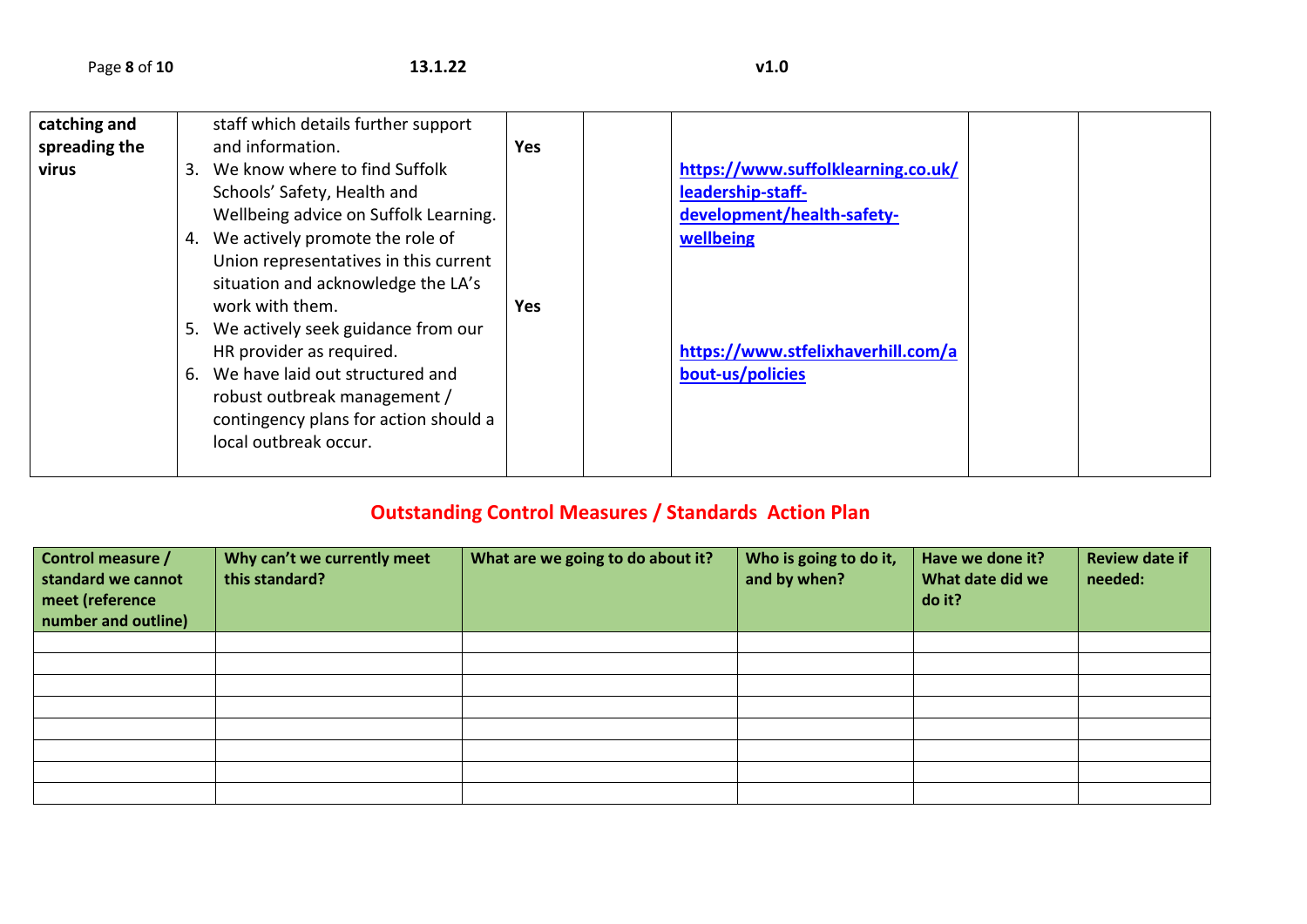| catching and spreading the virus | staff which details further support and information.<br>3. We know where to find Suffolk Schools' Safety, Health and Wellbeing advice on Suffolk Learning.<br>4. We actively promote the role of Union representatives in this current situation and acknowledge the LA's work with them.<br>5. We actively seek guidance from our HR provider as required.<br>6. We have laid out structured and robust outbreak management / contingency plans for action should a local outbreak occur. | Yes<br><br>Yes | | https://www.suffolklearning.co.uk/leadership-staff-development/health-safety-wellbeing<br><br>https://www.stfelixhaverhill.com/about-us/policies | | |
|---|---|---|---|---|---|---|

## Outstanding Control Measures / Standards Action Plan

| Control measure / standard we cannot meet (reference number and outline) | Why can't we currently meet this standard? | What are we going to do about it? | Who is going to do it, and by when? | Have we done it? What date did we do it? | Review date if needed: |
|---|---|---|---|---|---|
| | | | | | |
| | | | | | |
| | | | | | |
| | | | | | |
| | | | | | |
| | | | | | |
| | | | | | |
| | | | | | |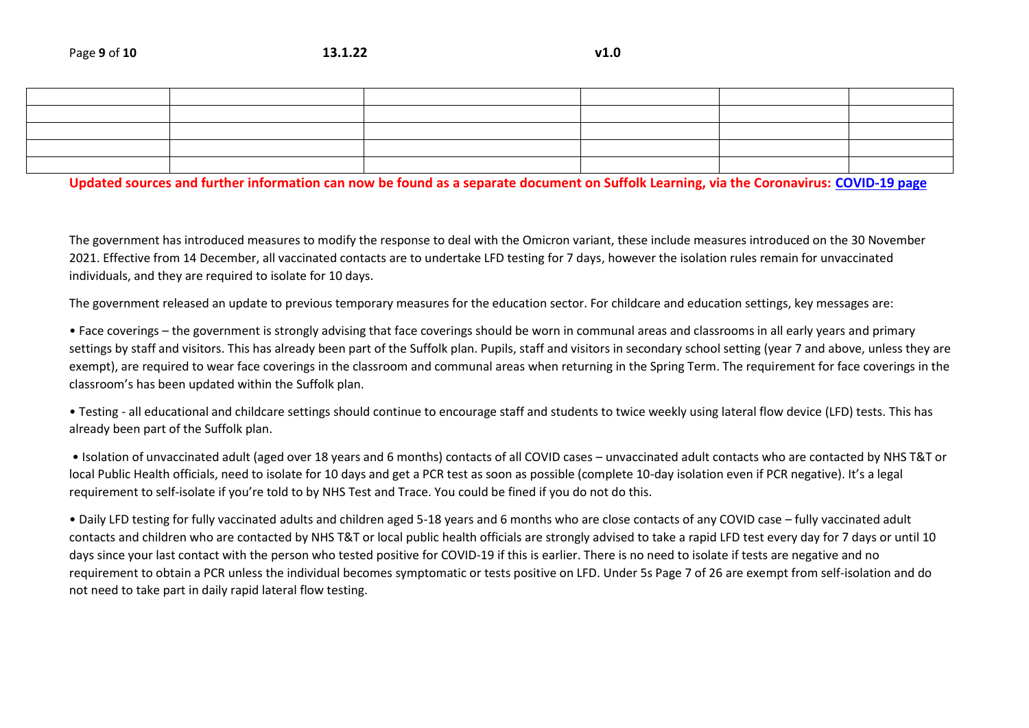| | | | | | |
|---|---|---|---|---|---|
| | | | | | |
| | | | | | |
| | | | | | |
| | | | | | |

**Updated sources and further information can now be found as a separate document on Suffolk Learning, via the Coronavirus: COVID-19 page**

The government has introduced measures to modify the response to deal with the Omicron variant, these include measures introduced on the 30 November 2021. Effective from 14 December, all vaccinated contacts are to undertake LFD testing for 7 days, however the isolation rules remain for unvaccinated individuals, and they are required to isolate for 10 days.

The government released an update to previous temporary measures for the education sector. For childcare and education settings, key messages are:

• Face coverings – the government is strongly advising that face coverings should be worn in communal areas and classrooms in all early years and primary settings by staff and visitors. This has already been part of the Suffolk plan. Pupils, staff and visitors in secondary school setting (year 7 and above, unless they are exempt), are required to wear face coverings in the classroom and communal areas when returning in the Spring Term. The requirement for face coverings in the classroom's has been updated within the Suffolk plan.

• Testing - all educational and childcare settings should continue to encourage staff and students to twice weekly using lateral flow device (LFD) tests. This has already been part of the Suffolk plan.

• Isolation of unvaccinated adult (aged over 18 years and 6 months) contacts of all COVID cases – unvaccinated adult contacts who are contacted by NHS T&T or local Public Health officials, need to isolate for 10 days and get a PCR test as soon as possible (complete 10-day isolation even if PCR negative). It's a legal requirement to self-isolate if you're told to by NHS Test and Trace. You could be fined if you do not do this.

• Daily LFD testing for fully vaccinated adults and children aged 5-18 years and 6 months who are close contacts of any COVID case – fully vaccinated adult contacts and children who are contacted by NHS T&T or local public health officials are strongly advised to take a rapid LFD test every day for 7 days or until 10 days since your last contact with the person who tested positive for COVID-19 if this is earlier. There is no need to isolate if tests are negative and no requirement to obtain a PCR unless the individual becomes symptomatic or tests positive on LFD. Under 5s Page 7 of 26 are exempt from self-isolation and do not need to take part in daily rapid lateral flow testing.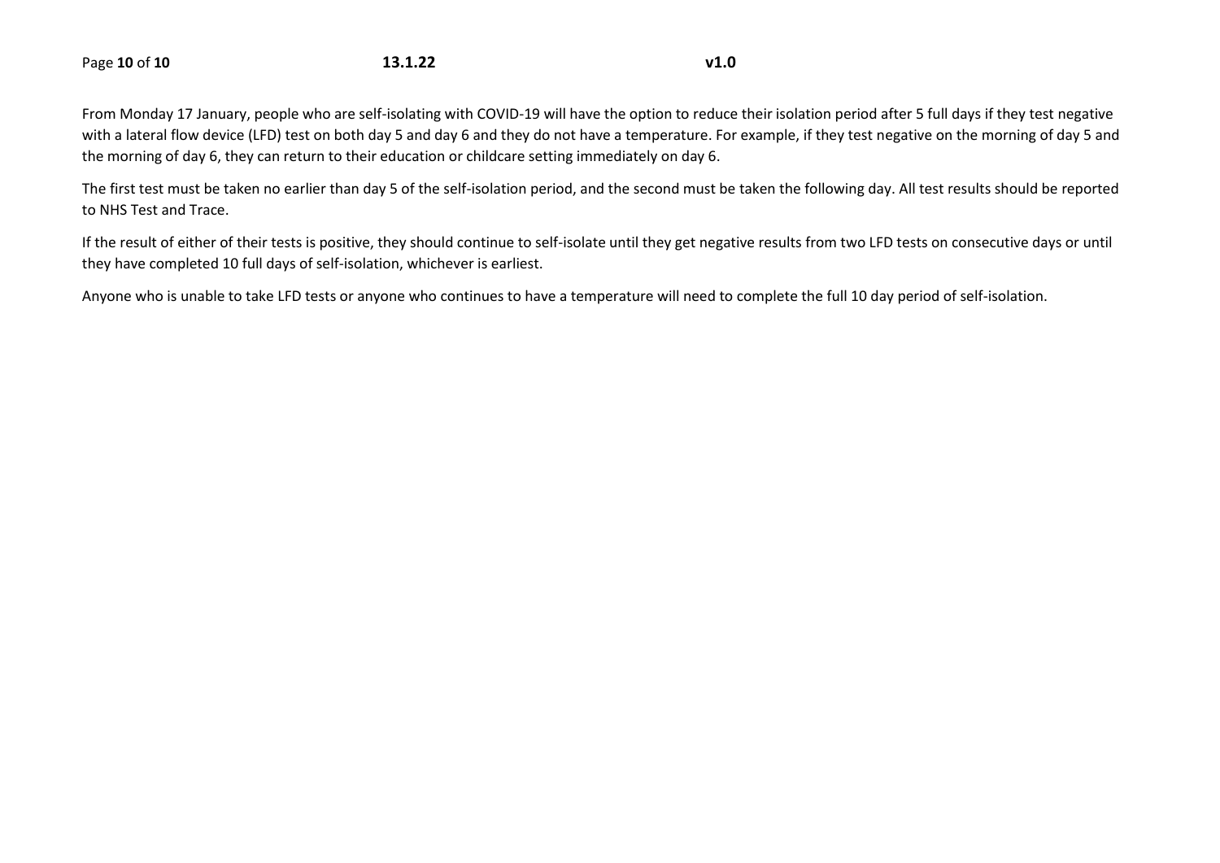From Monday 17 January, people who are self-isolating with COVID-19 will have the option to reduce their isolation period after 5 full days if they test negative with a lateral flow device (LFD) test on both day 5 and day 6 and they do not have a temperature. For example, if they test negative on the morning of day 5 and the morning of day 6, they can return to their education or childcare setting immediately on day 6.

The first test must be taken no earlier than day 5 of the self-isolation period, and the second must be taken the following day. All test results should be reported to NHS Test and Trace.

If the result of either of their tests is positive, they should continue to self-isolate until they get negative results from two LFD tests on consecutive days or until they have completed 10 full days of self-isolation, whichever is earliest.

Anyone who is unable to take LFD tests or anyone who continues to have a temperature will need to complete the full 10 day period of self-isolation.